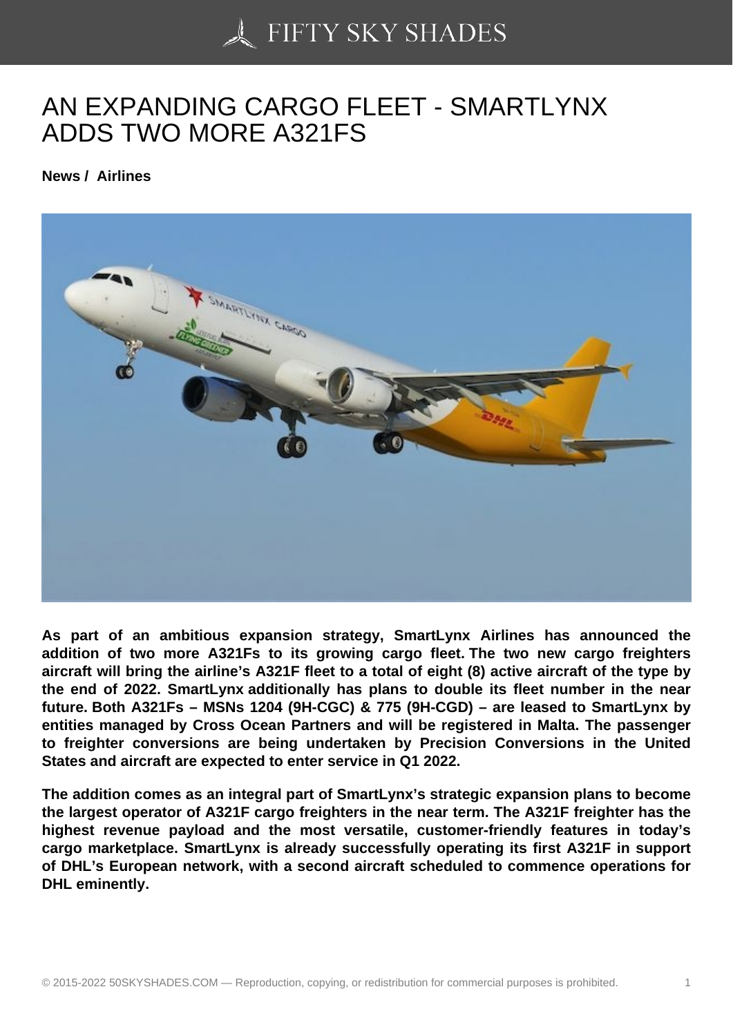# AN EXPANDING CARGO FLEET - SMARTLYNX ADDS TWO MORE A321FS

**News / Airlines**

**As part of an ambitious expansion strategy, SmartLynx Airlines has announced the addition of two more A321Fs to its growing cargo fleet. The two new cargo freighters aircraft will bring the airline's A321F fleet to a total of eight (8) active aircraft of the type by the end of 2022. SmartLynx additionally has plans to double its fleet number in the near future. Both A321Fs – MSNs 1204 (9H-CGC) & 775 (9H-CGD) – are leased to SmartLynx by entities managed by Cross Ocean Partners and will be registered in Malta. The passenger to freighter conversions are being undertaken by Precision Conversions in the United States and aircraft are expected to enter service in Q1 2022.**

**The addition comes as an integral part of SmartLynx's strategic expansion plans to become the largest operator of A321F cargo freighters in the near term. The A321F freighter has the highest revenue payload and the most versatile, customer-friendly features in today's cargo marketplace. SmartLynx is already successfully operating its first A321F in support of DHL's European network, with a second aircraft scheduled to commence operations for DHL eminently.**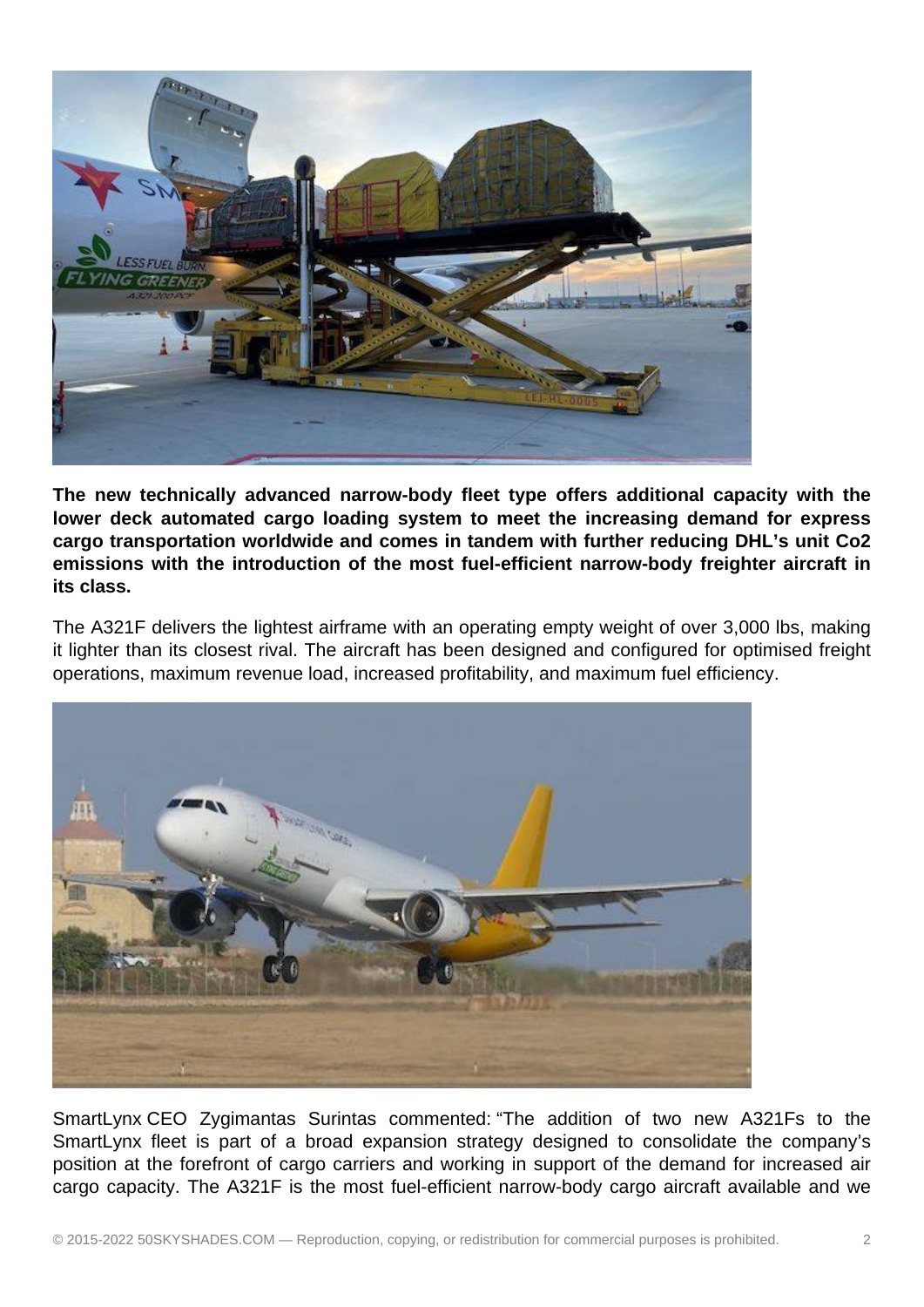**The new technically advanced narrow-body fleet type offers additional capacity with the lower deck automated cargo loading system to meet the increasing demand for express cargo transportation worldwide and comes in tandem with further reducing DHL's unit Co2 emissions with the introduction of the most fuel-efficient narrow-body freighter aircraft in its class.**

The A321F delivers the lightest airframe with an operating empty weight of over 3,000 lbs, making it lighter than its closest rival. The aircraft has been designed and configured for optimised freight operations, maximum revenue load, increased profitability, and maximum fuel efficiency.

SmartLynx CEO Zygimantas Surintas commented: "The addition of two new A321Fs to the SmartLynx fleet is part of a broad expansion strategy designed to consolidate the company's position at the forefront of cargo carriers and working in support of the demand for increased air cargo capacity. The A321F is the most fuel-efficient narrow-body cargo aircraft available and we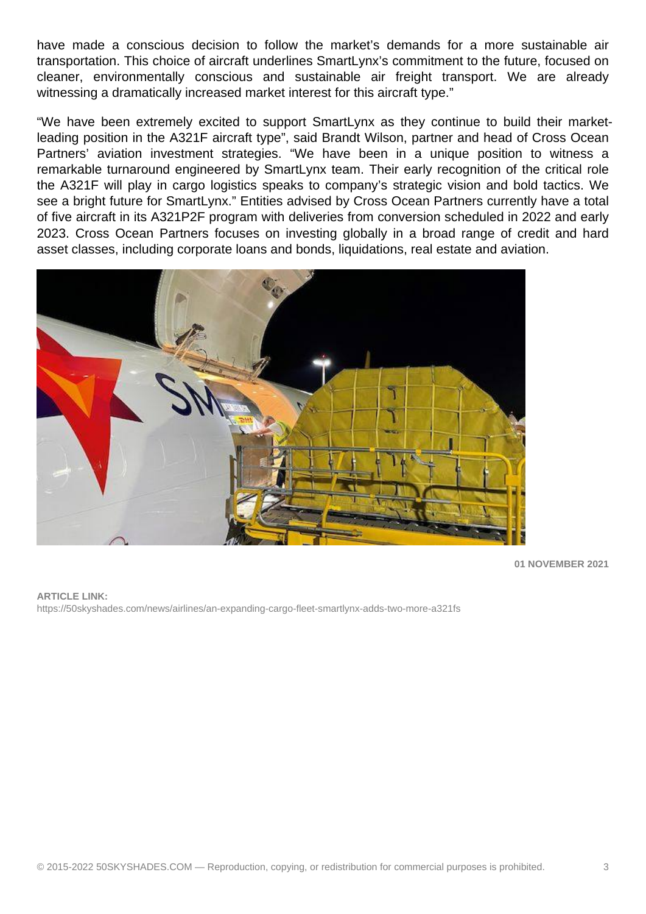have made a conscious decision to follow the market's demands for a more sustainable air transportation. This choice of aircraft underlines SmartLynx's commitment to the future, focused on cleaner, environmentally conscious and sustainable air freight transport. We are already witnessing a dramatically increased market interest for this aircraft type."

"We have been extremely excited to support SmartLynx as they continue to build their market-leading position in the A321F aircraft type", said Brandt Wilson, partner and head of Cross Ocean Partners' aviation investment strategies. "We have been in a unique position to witness a remarkable turnaround engineered by SmartLynx team. Their early recognition of the critical role the A321F will play in cargo logistics speaks to company's strategic vision and bold tactics. We see a bright future for SmartLynx." Entities advised by Cross Ocean Partners currently have a total of five aircraft in its A321P2F program with deliveries from conversion scheduled in 2022 and early 2023. Cross Ocean Partners focuses on investing globally in a broad range of credit and hard asset classes, including corporate loans and bonds, liquidations, real estate and aviation.

**01 NOVEMBER 2021**

**ARTICLE LINK:**
https://50skyshades.com/news/airlines/an-expanding-cargo-fleet-smartlynx-adds-two-more-a321fs

© 2015-2022 50SKYSHADES.COM — Reproduction, copying, or redistribution for commercial purposes is prohibited.